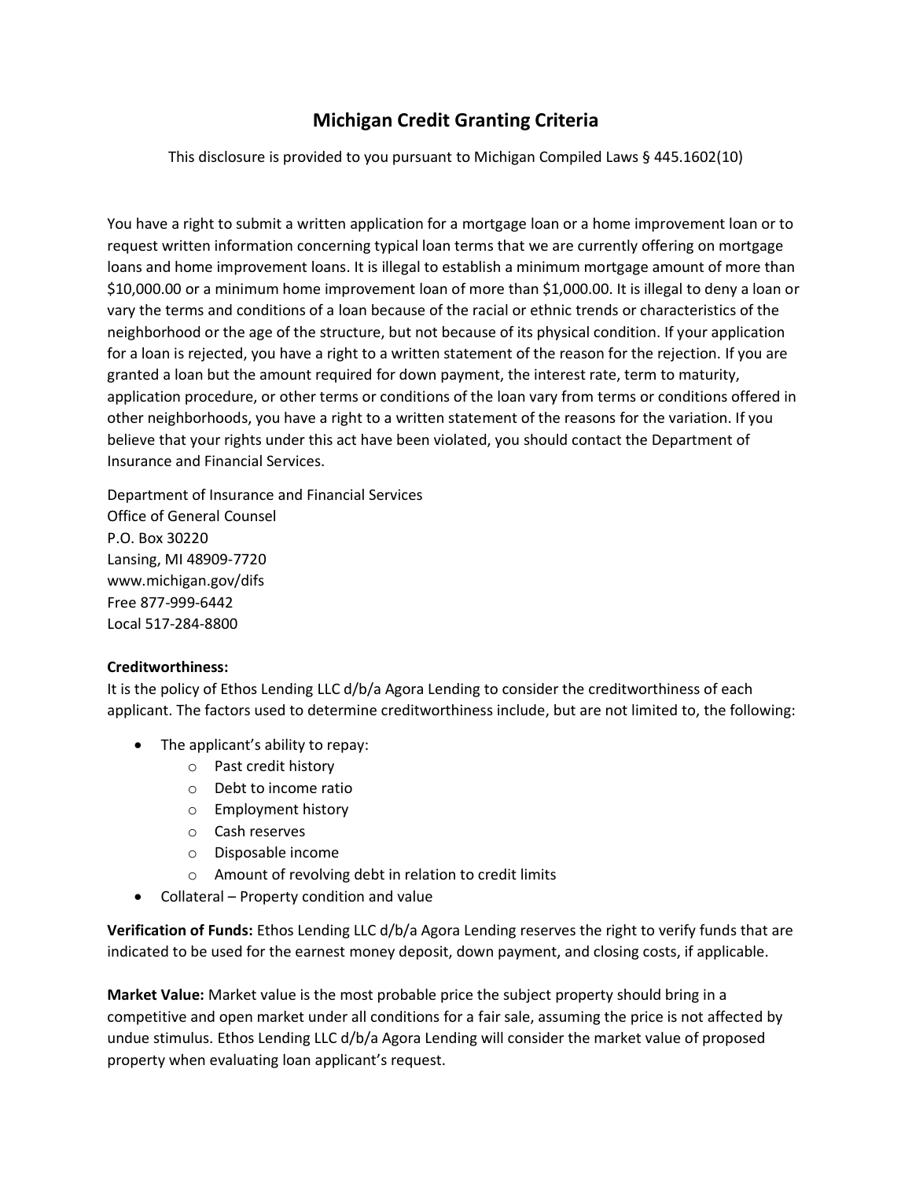# Michigan Credit Granting Criteria

This disclosure is provided to you pursuant to Michigan Compiled Laws § 445.1602(10)

You have a right to submit a written application for a mortgage loan or a home improvement loan or to request written information concerning typical loan terms that we are currently offering on mortgage loans and home improvement loans. It is illegal to establish a minimum mortgage amount of more than $10,000.00 or a minimum home improvement loan of more than $1,000.00. It is illegal to deny a loan or vary the terms and conditions of a loan because of the racial or ethnic trends or characteristics of the neighborhood or the age of the structure, but not because of its physical condition. If your application for a loan is rejected, you have a right to a written statement of the reason for the rejection. If you are granted a loan but the amount required for down payment, the interest rate, term to maturity, application procedure, or other terms or conditions of the loan vary from terms or conditions offered in other neighborhoods, you have a right to a written statement of the reasons for the variation. If you believe that your rights under this act have been violated, you should contact the Department of Insurance and Financial Services.

Department of Insurance and Financial Services
Office of General Counsel
P.O. Box 30220
Lansing, MI 48909-7720
www.michigan.gov/difs
Free 877-999-6442
Local 517-284-8800

**Creditworthiness:**
It is the policy of Ethos Lending LLC d/b/a Agora Lending to consider the creditworthiness of each applicant. The factors used to determine creditworthiness include, but are not limited to, the following:

- The applicant's ability to repay:
  - Past credit history
  - Debt to income ratio
  - Employment history
  - Cash reserves
  - Disposable income
  - Amount of revolving debt in relation to credit limits
- Collateral – Property condition and value

**Verification of Funds:** Ethos Lending LLC d/b/a Agora Lending reserves the right to verify funds that are indicated to be used for the earnest money deposit, down payment, and closing costs, if applicable.

**Market Value:** Market value is the most probable price the subject property should bring in a competitive and open market under all conditions for a fair sale, assuming the price is not affected by undue stimulus. Ethos Lending LLC d/b/a Agora Lending will consider the market value of proposed property when evaluating loan applicant's request.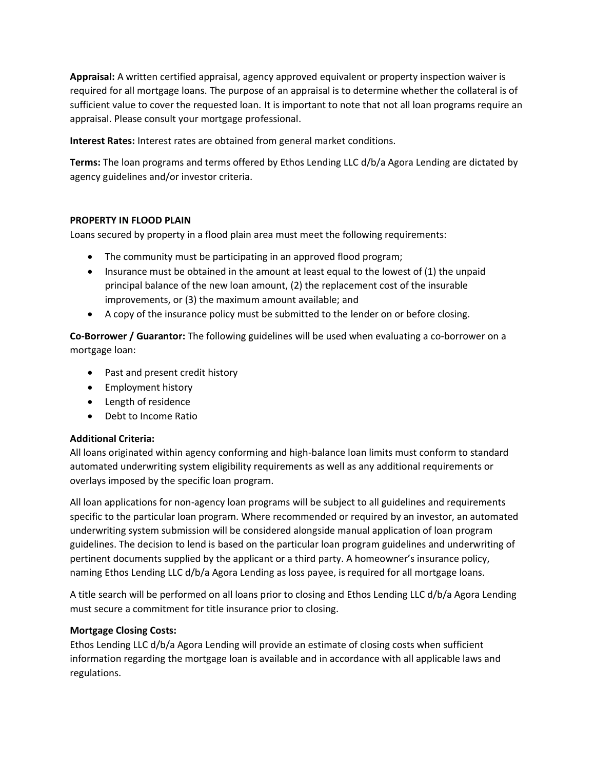**Appraisal:** A written certified appraisal, agency approved equivalent or property inspection waiver is required for all mortgage loans. The purpose of an appraisal is to determine whether the collateral is of sufficient value to cover the requested loan. It is important to note that not all loan programs require an appraisal. Please consult your mortgage professional.

**Interest Rates:** Interest rates are obtained from general market conditions.

**Terms:** The loan programs and terms offered by Ethos Lending LLC d/b/a Agora Lending are dictated by agency guidelines and/or investor criteria.

**PROPERTY IN FLOOD PLAIN**

Loans secured by property in a flood plain area must meet the following requirements:

- The community must be participating in an approved flood program;
- Insurance must be obtained in the amount at least equal to the lowest of (1) the unpaid principal balance of the new loan amount, (2) the replacement cost of the insurable improvements, or (3) the maximum amount available; and
- A copy of the insurance policy must be submitted to the lender on or before closing.

**Co-Borrower / Guarantor:** The following guidelines will be used when evaluating a co-borrower on a mortgage loan:

- Past and present credit history
- Employment history
- Length of residence
- Debt to Income Ratio

**Additional Criteria:**

All loans originated within agency conforming and high-balance loan limits must conform to standard automated underwriting system eligibility requirements as well as any additional requirements or overlays imposed by the specific loan program.

All loan applications for non-agency loan programs will be subject to all guidelines and requirements specific to the particular loan program. Where recommended or required by an investor, an automated underwriting system submission will be considered alongside manual application of loan program guidelines. The decision to lend is based on the particular loan program guidelines and underwriting of pertinent documents supplied by the applicant or a third party. A homeowner's insurance policy, naming Ethos Lending LLC d/b/a Agora Lending as loss payee, is required for all mortgage loans.

A title search will be performed on all loans prior to closing and Ethos Lending LLC d/b/a Agora Lending must secure a commitment for title insurance prior to closing.

**Mortgage Closing Costs:**

Ethos Lending LLC d/b/a Agora Lending will provide an estimate of closing costs when sufficient information regarding the mortgage loan is available and in accordance with all applicable laws and regulations.